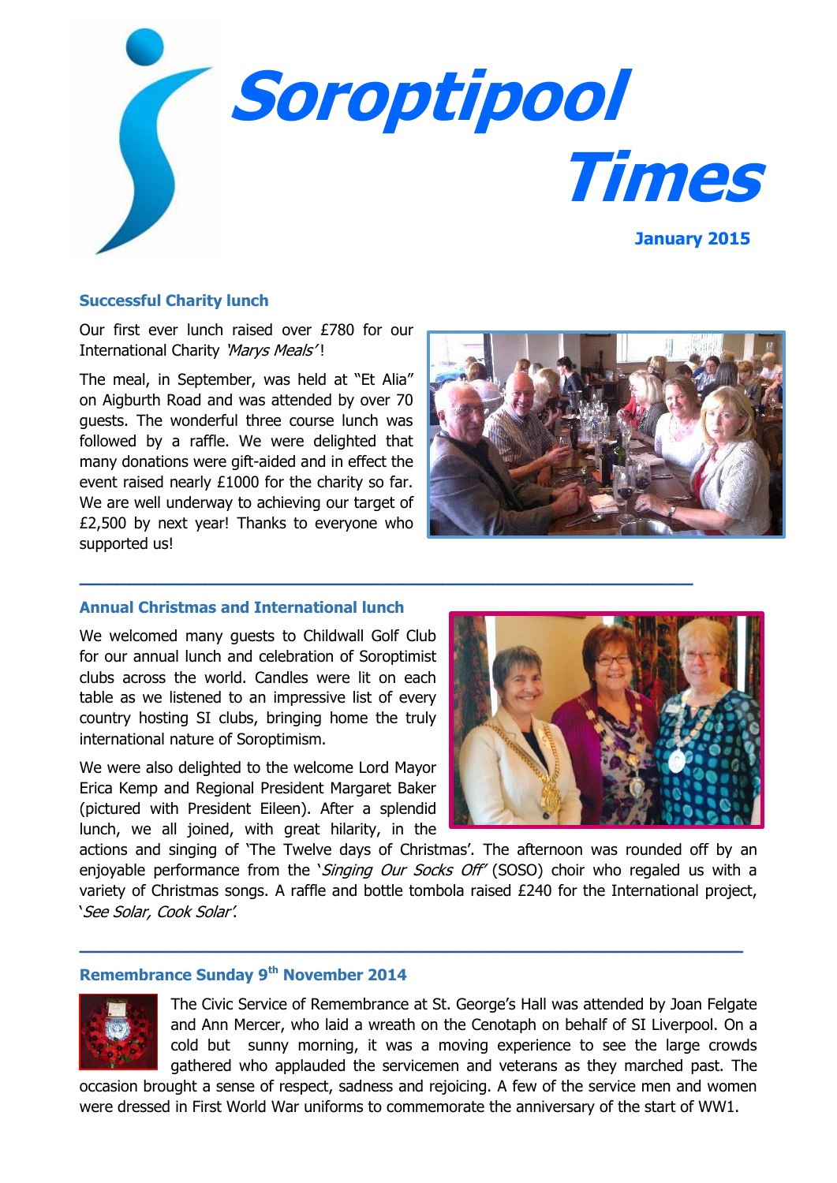# Soroptipool Times

**January 2015**

## Successful Charity lunch

Our first ever lunch raised over £780 for our International Charity *'Marys Meals'*!

The meal, in September, was held at "Et Alia" on Aigburth Road and was attended by over 70 guests. The wonderful three course lunch was followed by a raffle. We were delighted that many donations were gift-aided and in effect the event raised nearly £1000 for the charity so far. We are well underway to achieving our target of £2,500 by next year! Thanks to everyone who supported us!

---

## Annual Christmas and International lunch

We welcomed many guests to Childwall Golf Club for our annual lunch and celebration of Soroptimist clubs across the world. Candles were lit on each table as we listened to an impressive list of every country hosting SI clubs, bringing home the truly international nature of Soroptimism.

We were also delighted to the welcome Lord Mayor Erica Kemp and Regional President Margaret Baker (pictured with President Eileen). After a splendid lunch, we all joined, with great hilarity, in the actions and singing of 'The Twelve days of Christmas'. The afternoon was rounded off by an enjoyable performance from the '*Singing Our Socks Off*' (SOSO) choir who regaled us with a variety of Christmas songs. A raffle and bottle tombola raised £240 for the International project, '*See Solar, Cook Solar*'.

---

## Remembrance Sunday 9th November 2014

The Civic Service of Remembrance at St. George's Hall was attended by Joan Felgate and Ann Mercer, who laid a wreath on the Cenotaph on behalf of SI Liverpool. On a cold but sunny morning, it was a moving experience to see the large crowds gathered who applauded the servicemen and veterans as they marched past. The occasion brought a sense of respect, sadness and rejoicing. A few of the service men and women were dressed in First World War uniforms to commemorate the anniversary of the start of WW1.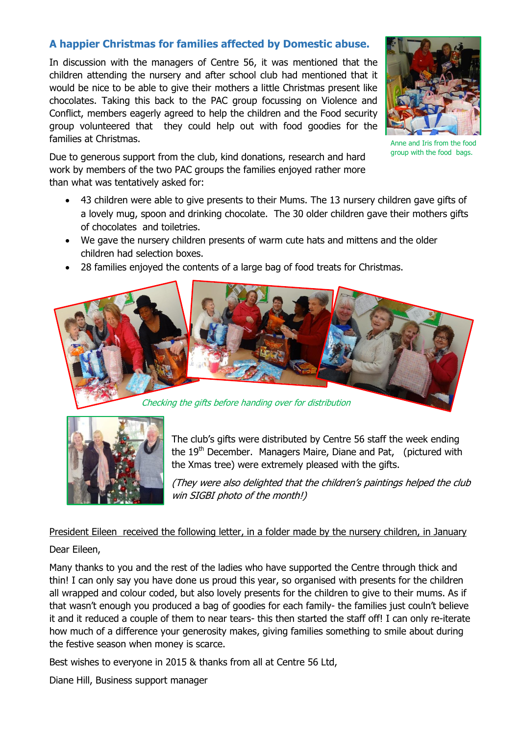## A happier Christmas for families affected by Domestic abuse.

In discussion with the managers of Centre 56, it was mentioned that the children attending the nursery and after school club had mentioned that it would be nice to be able to give their mothers a little Christmas present like chocolates. Taking this back to the PAC group focussing on Violence and Conflict, members eagerly agreed to help the children and the Food security group volunteered that they could help out with food goodies for the families at Christmas.

Anne and Iris from the food group with the food bags.

Due to generous support from the club, kind donations, research and hard work by members of the two PAC groups the families enjoyed rather more than what was tentatively asked for:

- 43 children were able to give presents to their Mums. The 13 nursery children gave gifts of a lovely mug, spoon and drinking chocolate. The 30 older children gave their mothers gifts of chocolates and toiletries.
- We gave the nursery children presents of warm cute hats and mittens and the older children had selection boxes.
- 28 families enjoyed the contents of a large bag of food treats for Christmas.

*Checking the gifts before handing over for distribution*

The club's gifts were distributed by Centre 56 staff the week ending the 19th December. Managers Maire, Diane and Pat, (pictured with the Xmas tree) were extremely pleased with the gifts.

*(They were also delighted that the children's paintings helped the club win SIGBI photo of the month!)*

President Eileen received the following letter, in a folder made by the nursery children, in January

Dear Eileen,

Many thanks to you and the rest of the ladies who have supported the Centre through thick and thin! I can only say you have done us proud this year, so organised with presents for the children all wrapped and colour coded, but also lovely presents for the children to give to their mums. As if that wasn't enough you produced a bag of goodies for each family- the families just couln't believe it and it reduced a couple of them to near tears- this then started the staff off! I can only re-iterate how much of a difference your generosity makes, giving families something to smile about during the festive season when money is scarce.

Best wishes to everyone in 2015 & thanks from all at Centre 56 Ltd,

Diane Hill, Business support manager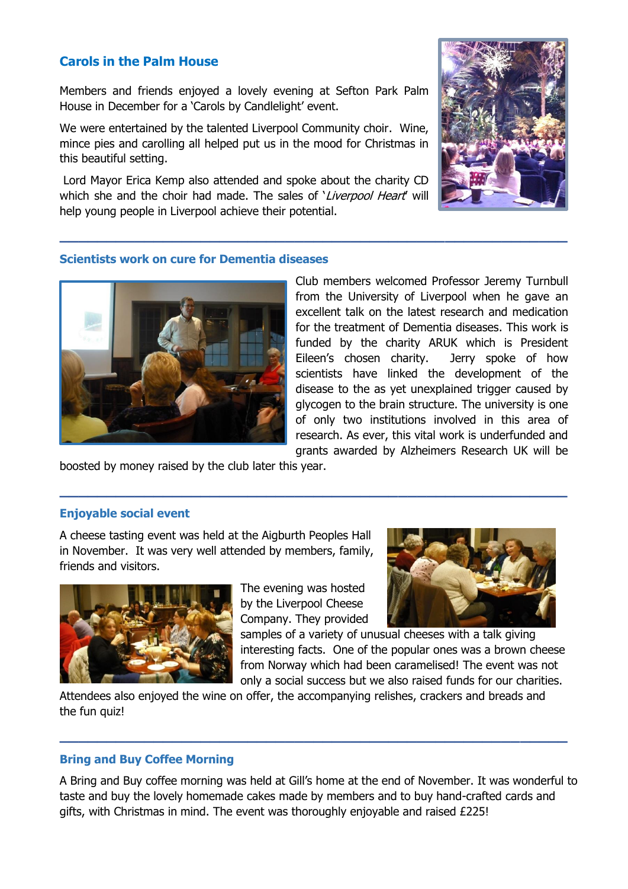## Carols in the Palm House

Members and friends enjoyed a lovely evening at Sefton Park Palm House in December for a 'Carols by Candlelight' event.

We were entertained by the talented Liverpool Community choir. Wine, mince pies and carolling all helped put us in the mood for Christmas in this beautiful setting.

Lord Mayor Erica Kemp also attended and spoke about the charity CD which she and the choir had made. The sales of '*Liverpool Heart*' will help young people in Liverpool achieve their potential.

---

## Scientists work on cure for Dementia diseases

Club members welcomed Professor Jeremy Turnbull from the University of Liverpool when he gave an excellent talk on the latest research and medication for the treatment of Dementia diseases. This work is funded by the charity ARUK which is President Eileen's chosen charity. Jerry spoke of how scientists have linked the development of the disease to the as yet unexplained trigger caused by glycogen to the brain structure. The university is one of only two institutions involved in this area of research. As ever, this vital work is underfunded and grants awarded by Alzheimers Research UK will be boosted by money raised by the club later this year.

---

## Enjoyable social event

A cheese tasting event was held at the Aigburth Peoples Hall in November. It was very well attended by members, family, friends and visitors.

The evening was hosted by the Liverpool Cheese Company. They provided samples of a variety of unusual cheeses with a talk giving interesting facts. One of the popular ones was a brown cheese from Norway which had been caramelised! The event was not only a social success but we also raised funds for our charities. Attendees also enjoyed the wine on offer, the accompanying relishes, crackers and breads and the fun quiz!

---

## Bring and Buy Coffee Morning

A Bring and Buy coffee morning was held at Gill's home at the end of November. It was wonderful to taste and buy the lovely homemade cakes made by members and to buy hand-crafted cards and gifts, with Christmas in mind. The event was thoroughly enjoyable and raised £225!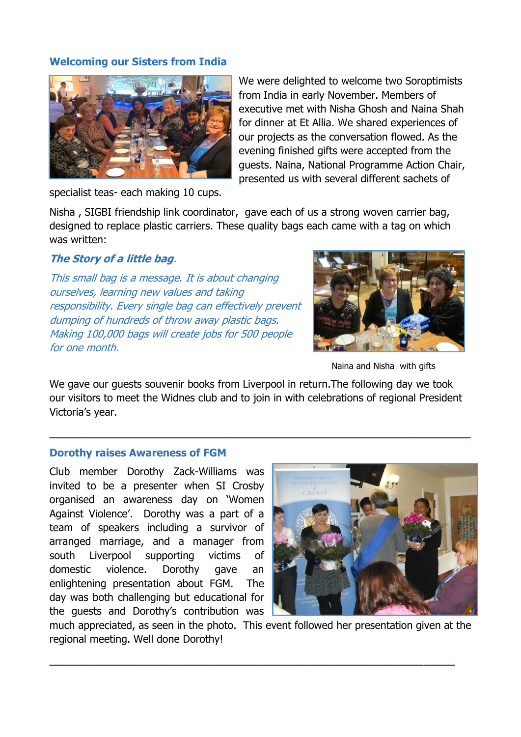## Welcoming our Sisters from India

We were delighted to welcome two Soroptimists from India in early November. Members of executive met with Nisha Ghosh and Naina Shah for dinner at Et Allia. We shared experiences of our projects as the conversation flowed. As the evening finished gifts were accepted from the guests. Naina, National Programme Action Chair, presented us with several different sachets of specialist teas- each making 10 cups.

Nisha , SIGBI friendship link coordinator, gave each of us a strong woven carrier bag, designed to replace plastic carriers. These quality bags each came with a tag on which was written:

***The Story of a little bag.***

*This small bag is a message. It is about changing ourselves, learning new values and taking responsibility. Every single bag can effectively prevent dumping of hundreds of throw away plastic bags. Making 100,000 bags will create jobs for 500 people for one month.*

Naina and Nisha with gifts

We gave our guests souvenir books from Liverpool in return.The following day we took our visitors to meet the Widnes club and to join in with celebrations of regional President Victoria's year.

---

## Dorothy raises Awareness of FGM

Club member Dorothy Zack-Williams was invited to be a presenter when SI Crosby organised an awareness day on 'Women Against Violence'. Dorothy was a part of a team of speakers including a survivor of arranged marriage, and a manager from south Liverpool supporting victims of domestic violence. Dorothy gave an enlightening presentation about FGM. The day was both challenging but educational for the guests and Dorothy's contribution was much appreciated, as seen in the photo. This event followed her presentation given at the regional meeting. Well done Dorothy!

---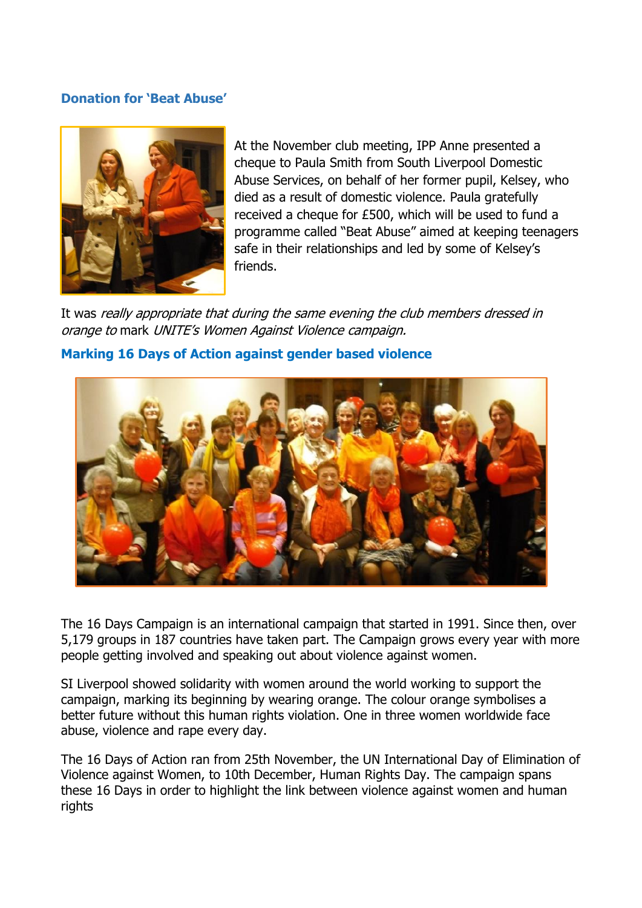### Donation for 'Beat Abuse'

At the November club meeting, IPP Anne presented a cheque to Paula Smith from South Liverpool Domestic Abuse Services, on behalf of her former pupil, Kelsey, who died as a result of domestic violence. Paula gratefully received a cheque for £500, which will be used to fund a programme called "Beat Abuse" aimed at keeping teenagers safe in their relationships and led by some of Kelsey's friends.

It was *really appropriate that during the same evening the club members dressed in orange to* mark *UNITE's Women Against Violence campaign.*

### Marking 16 Days of Action against gender based violence

The 16 Days Campaign is an international campaign that started in 1991. Since then, over 5,179 groups in 187 countries have taken part. The Campaign grows every year with more people getting involved and speaking out about violence against women.

SI Liverpool showed solidarity with women around the world working to support the campaign, marking its beginning by wearing orange. The colour orange symbolises a better future without this human rights violation. One in three women worldwide face abuse, violence and rape every day.

The 16 Days of Action ran from 25th November, the UN International Day of Elimination of Violence against Women, to 10th December, Human Rights Day. The campaign spans these 16 Days in order to highlight the link between violence against women and human rights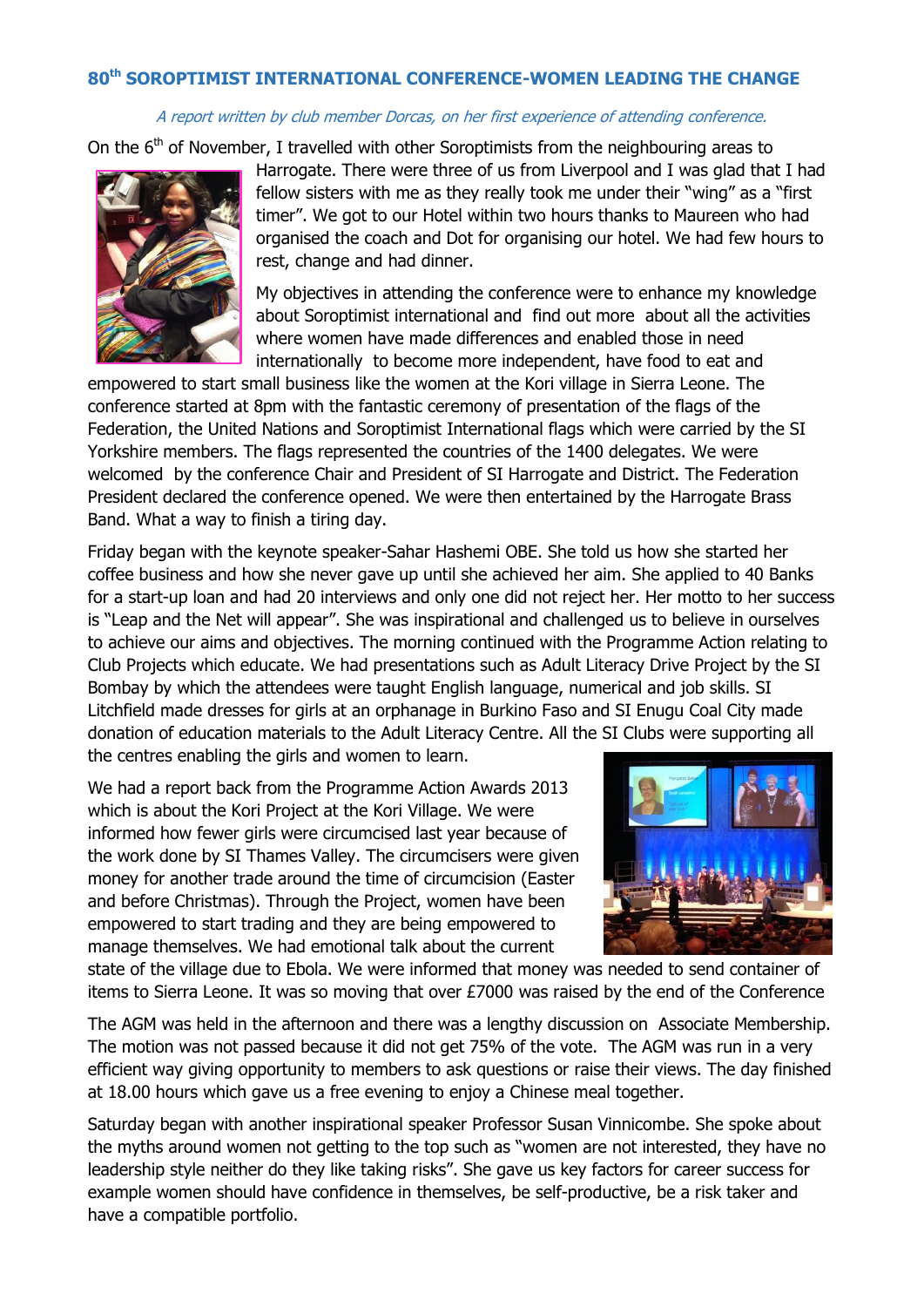## 80th SOROPTIMIST INTERNATIONAL CONFERENCE-WOMEN LEADING THE CHANGE

*A report written by club member Dorcas, on her first experience of attending conference.*

On the 6th of November, I travelled with other Soroptimists from the neighbouring areas to Harrogate. There were three of us from Liverpool and I was glad that I had fellow sisters with me as they really took me under their "wing" as a "first timer". We got to our Hotel within two hours thanks to Maureen who had organised the coach and Dot for organising our hotel. We had few hours to rest, change and had dinner.

My objectives in attending the conference were to enhance my knowledge about Soroptimist international and find out more about all the activities where women have made differences and enabled those in need internationally to become more independent, have food to eat and empowered to start small business like the women at the Kori village in Sierra Leone. The conference started at 8pm with the fantastic ceremony of presentation of the flags of the Federation, the United Nations and Soroptimist International flags which were carried by the SI Yorkshire members. The flags represented the countries of the 1400 delegates. We were welcomed by the conference Chair and President of SI Harrogate and District. The Federation President declared the conference opened. We were then entertained by the Harrogate Brass Band. What a way to finish a tiring day.

Friday began with the keynote speaker-Sahar Hashemi OBE. She told us how she started her coffee business and how she never gave up until she achieved her aim. She applied to 40 Banks for a start-up loan and had 20 interviews and only one did not reject her. Her motto to her success is "Leap and the Net will appear". She was inspirational and challenged us to believe in ourselves to achieve our aims and objectives. The morning continued with the Programme Action relating to Club Projects which educate. We had presentations such as Adult Literacy Drive Project by the SI Bombay by which the attendees were taught English language, numerical and job skills. SI Litchfield made dresses for girls at an orphanage in Burkino Faso and SI Enugu Coal City made donation of education materials to the Adult Literacy Centre. All the SI Clubs were supporting all the centres enabling the girls and women to learn.

We had a report back from the Programme Action Awards 2013 which is about the Kori Project at the Kori Village. We were informed how fewer girls were circumcised last year because of the work done by SI Thames Valley. The circumcisers were given money for another trade around the time of circumcision (Easter and before Christmas). Through the Project, women have been empowered to start trading and they are being empowered to manage themselves. We had emotional talk about the current state of the village due to Ebola. We were informed that money was needed to send container of items to Sierra Leone. It was so moving that over £7000 was raised by the end of the Conference

The AGM was held in the afternoon and there was a lengthy discussion on Associate Membership. The motion was not passed because it did not get 75% of the vote. The AGM was run in a very efficient way giving opportunity to members to ask questions or raise their views. The day finished at 18.00 hours which gave us a free evening to enjoy a Chinese meal together.

Saturday began with another inspirational speaker Professor Susan Vinnicombe. She spoke about the myths around women not getting to the top such as "women are not interested, they have no leadership style neither do they like taking risks". She gave us key factors for career success for example women should have confidence in themselves, be self-productive, be a risk taker and have a compatible portfolio.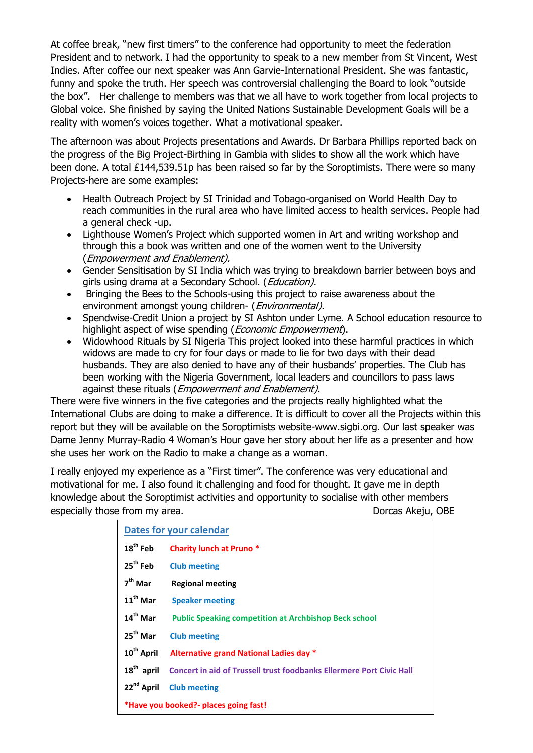At coffee break, "new first timers" to the conference had opportunity to meet the federation President and to network. I had the opportunity to speak to a new member from St Vincent, West Indies. After coffee our next speaker was Ann Garvie-International President. She was fantastic, funny and spoke the truth. Her speech was controversial challenging the Board to look "outside the box". Her challenge to members was that we all have to work together from local projects to Global voice. She finished by saying the United Nations Sustainable Development Goals will be a reality with women's voices together. What a motivational speaker.

The afternoon was about Projects presentations and Awards. Dr Barbara Phillips reported back on the progress of the Big Project-Birthing in Gambia with slides to show all the work which have been done. A total £144,539.51p has been raised so far by the Soroptimists. There were so many Projects-here are some examples:

- Health Outreach Project by SI Trinidad and Tobago-organised on World Health Day to reach communities in the rural area who have limited access to health services. People had a general check -up.
- Lighthouse Women's Project which supported women in Art and writing workshop and through this a book was written and one of the women went to the University (*Empowerment and Enablement).*
- Gender Sensitisation by SI India which was trying to breakdown barrier between boys and girls using drama at a Secondary School. (*Education).*
- Bringing the Bees to the Schools-using this project to raise awareness about the environment amongst young children- (*Environmental).*
- Spendwise-Credit Union a project by SI Ashton under Lyme. A School education resource to highlight aspect of wise spending (*Economic Empowerment*).
- Widowhood Rituals by SI Nigeria This project looked into these harmful practices in which widows are made to cry for four days or made to lie for two days with their dead husbands. They are also denied to have any of their husbands' properties. The Club has been working with the Nigeria Government, local leaders and councillors to pass laws against these rituals (*Empowerment and Enablement).*

There were five winners in the five categories and the projects really highlighted what the International Clubs are doing to make a difference. It is difficult to cover all the Projects within this report but they will be available on the Soroptimists website-www.sigbi.org. Our last speaker was Dame Jenny Murray-Radio 4 Woman's Hour gave her story about her life as a presenter and how she uses her work on the Radio to make a change as a woman.

I really enjoyed my experience as a "First timer". The conference was very educational and motivational for me. I also found it challenging and food for thought. It gave me in depth knowledge about the Soroptimist activities and opportunity to socialise with other members especially those from my area.

Dorcas Akeju, OBE

**Dates for your calendar**

| | |
|---|---|
| **18th Feb** | **Charity lunch at Pruno \*** |
| **25th Feb** | **Club meeting** |
| **7th Mar** | **Regional meeting** |
| **11th Mar** | **Speaker meeting** |
| **14th Mar** | **Public Speaking competition at Archbishop Beck school** |
| **25th Mar** | **Club meeting** |
| **10th April** | **Alternative grand National Ladies day \*** |
| **18th april** | **Concert in aid of Trussell trust foodbanks Ellermere Port Civic Hall** |
| **22nd April** | **Club meeting** |

**\*Have you booked?- places going fast!**